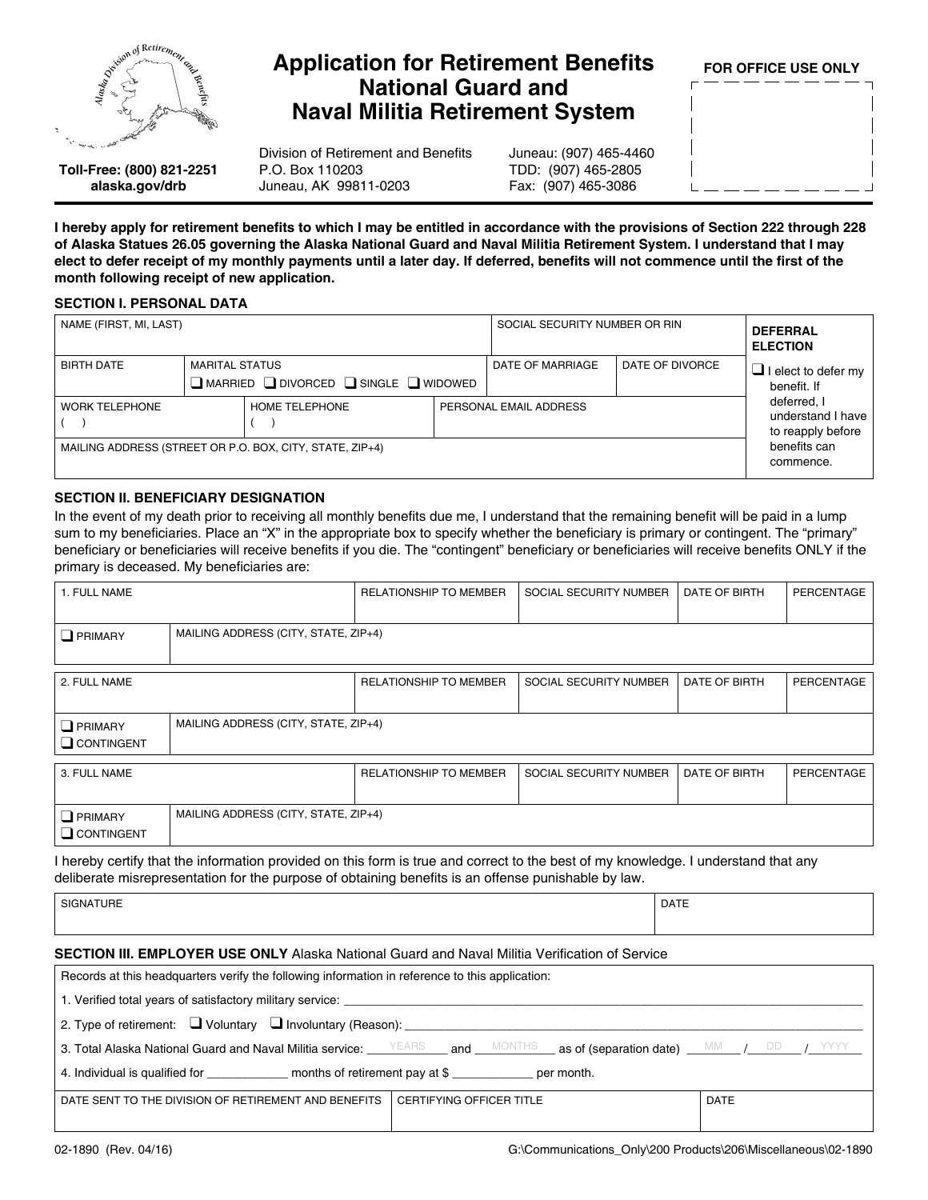# Application for Retirement Benefits National Guard and Naval Militia Retirement System

**FOR OFFICE USE ONLY**

**Toll-Free: (800) 821-2251**
**alaska.gov/drb**

Division of Retirement and Benefits
P.O. Box 110203
Juneau, AK 99811-0203

Juneau: (907) 465-4460
TDD: (907) 465-2805
Fax: (907) 465-3086

**I hereby apply for retirement benefits to which I may be entitled in accordance with the provisions of Section 222 through 228 of Alaska Statues 26.05 governing the Alaska National Guard and Naval Militia Retirement System. I understand that I may elect to defer receipt of my monthly payments until a later day. If deferred, benefits will not commence until the first of the month following receipt of new application.**

### SECTION I. PERSONAL DATA

| NAME (FIRST, MI, LAST) | | | SOCIAL SECURITY NUMBER OR RIN | | **DEFERRAL ELECTION** |
|---|---|---|---|---|---|
| BIRTH DATE | MARITAL STATUS ❑ MARRIED ❑ DIVORCED ❑ SINGLE ❑ WIDOWED | | DATE OF MARRIAGE | DATE OF DIVORCE | ❑ I elect to defer my benefit. If deferred, I understand I have to reapply before benefits can commence. |
| WORK TELEPHONE ( ) | HOME TELEPHONE ( ) | PERSONAL EMAIL ADDRESS | | | |
| MAILING ADDRESS (STREET OR P.O. BOX, CITY, STATE, ZIP+4) | | | | | |

### SECTION II. BENEFICIARY DESIGNATION

In the event of my death prior to receiving all monthly benefits due me, I understand that the remaining benefit will be paid in a lump sum to my beneficiaries. Place an "X" in the appropriate box to specify whether the beneficiary is primary or contingent. The "primary" beneficiary or beneficiaries will receive benefits if you die. The "contingent" beneficiary or beneficiaries will receive benefits ONLY if the primary is deceased. My beneficiaries are:

| 1. FULL NAME | RELATIONSHIP TO MEMBER | SOCIAL SECURITY NUMBER | DATE OF BIRTH | PERCENTAGE |
|---|---|---|---|---|
| ❑ PRIMARY | MAILING ADDRESS (CITY, STATE, ZIP+4) | | | |

| 2. FULL NAME | RELATIONSHIP TO MEMBER | SOCIAL SECURITY NUMBER | DATE OF BIRTH | PERCENTAGE |
|---|---|---|---|---|
| ❑ PRIMARY ❑ CONTINGENT | MAILING ADDRESS (CITY, STATE, ZIP+4) | | | |

| 3. FULL NAME | RELATIONSHIP TO MEMBER | SOCIAL SECURITY NUMBER | DATE OF BIRTH | PERCENTAGE |
|---|---|---|---|---|
| ❑ PRIMARY ❑ CONTINGENT | MAILING ADDRESS (CITY, STATE, ZIP+4) | | | |

I hereby certify that the information provided on this form is true and correct to the best of my knowledge. I understand that any deliberate misrepresentation for the purpose of obtaining benefits is an offense punishable by law.

| SIGNATURE | DATE |
|---|---|
| | |

### SECTION III. EMPLOYER USE ONLY Alaska National Guard and Naval Militia Verification of Service

Records at this headquarters verify the following information in reference to this application:

1. Verified total years of satisfactory military service: ____________________
2. Type of retirement: ❑ Voluntary ❑ Involuntary (Reason): ____________________
3. Total Alaska National Guard and Naval Militia service: ____YEARS____ and ____MONTHS____ as of (separation date) ___MM___ / ___DD___ / ___YYYY___
4. Individual is qualified for ____________ months of retirement pay at $ ____________ per month.

| DATE SENT TO THE DIVISION OF RETIREMENT AND BENEFITS | CERTIFYING OFFICER TITLE | DATE |
|---|---|---|
| | | |

02-1890 (Rev. 04/16)

G:\Communications_Only\200 Products\206\Miscellaneous\02-1890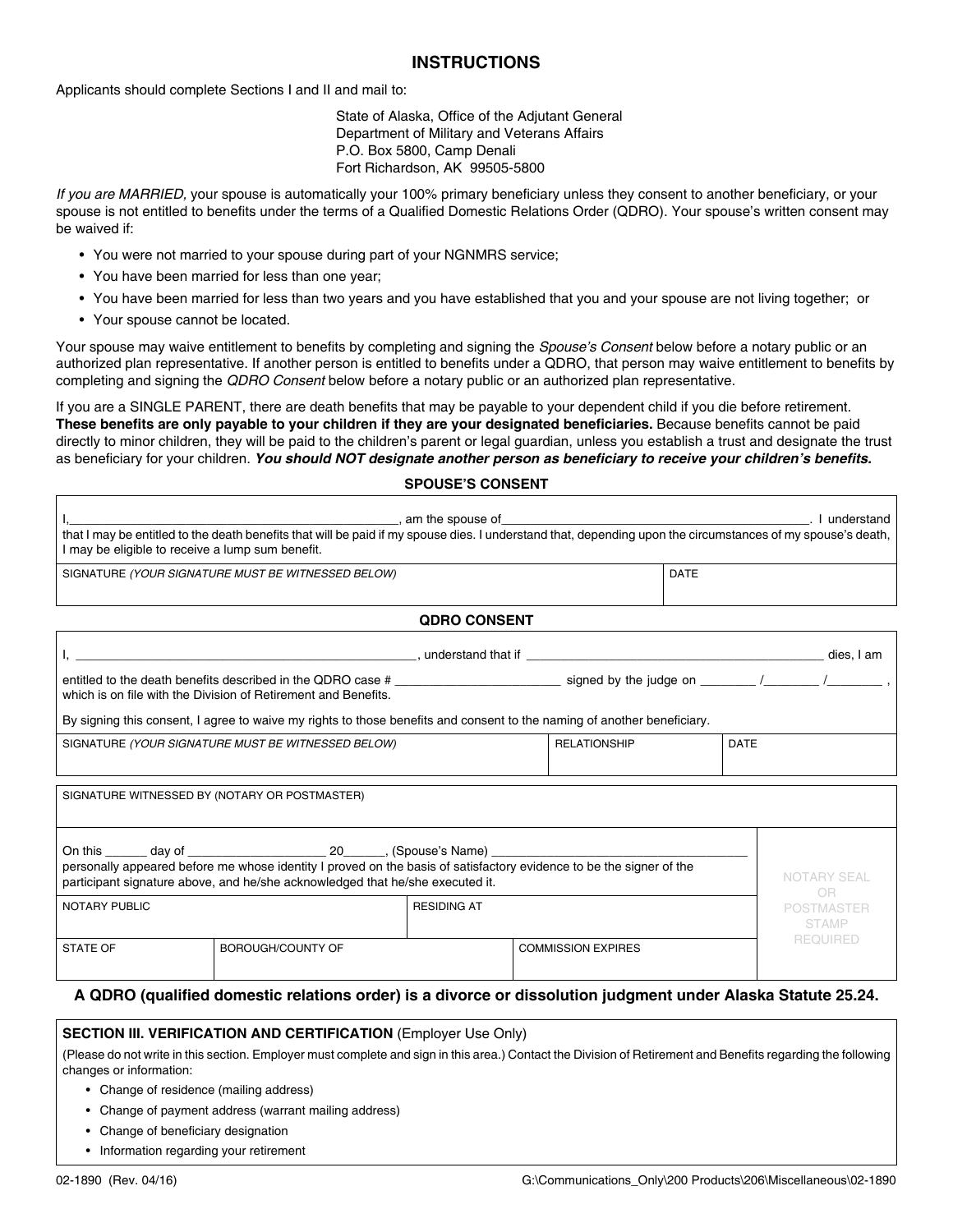## INSTRUCTIONS

Applicants should complete Sections I and II and mail to:

State of Alaska, Office of the Adjutant General
Department of Military and Veterans Affairs
P.O. Box 5800, Camp Denali
Fort Richardson, AK 99505-5800

*If you are MARRIED,* your spouse is automatically your 100% primary beneficiary unless they consent to another beneficiary, or your spouse is not entitled to benefits under the terms of a Qualified Domestic Relations Order (QDRO). Your spouse's written consent may be waived if:

- You were not married to your spouse during part of your NGNMRS service;
- You have been married for less than one year;
- You have been married for less than two years and you have established that you and your spouse are not living together; or
- Your spouse cannot be located.

Your spouse may waive entitlement to benefits by completing and signing the *Spouse's Consent* below before a notary public or an authorized plan representative. If another person is entitled to benefits under a QDRO, that person may waive entitlement to benefits by completing and signing the *QDRO Consent* below before a notary public or an authorized plan representative.

If you are a SINGLE PARENT, there are death benefits that may be payable to your dependent child if you die before retirement. **These benefits are only payable to your children if they are your designated beneficiaries.** Because benefits cannot be paid directly to minor children, they will be paid to the children's parent or legal guardian, unless you establish a trust and designate the trust as beneficiary for your children. ***You should NOT designate another person as beneficiary to receive your children's benefits.***

### SPOUSE'S CONSENT

I,_______________________________________________, am the spouse of_______________________________________________. I understand that I may be entitled to the death benefits that will be paid if my spouse dies. I understand that, depending upon the circumstances of my spouse's death, I may be eligible to receive a lump sum benefit.

| SIGNATURE *(YOUR SIGNATURE MUST BE WITNESSED BELOW)* | DATE |
|---|---|
| | |

### QDRO CONSENT

I, _______________________________________________, understand that if _______________________________________________ dies, I am entitled to the death benefits described in the QDRO case # _______________________ signed by the judge on ________ /________ /________ , which is on file with the Division of Retirement and Benefits.

By signing this consent, I agree to waive my rights to those benefits and consent to the naming of another beneficiary.

| SIGNATURE *(YOUR SIGNATURE MUST BE WITNESSED BELOW)* | RELATIONSHIP | DATE |
|---|---|---|
| | | |

SIGNATURE WITNESSED BY (NOTARY OR POSTMASTER)

On this ______ day of ___________________ 20______, (Spouse's Name) ___________________________________ personally appeared before me whose identity I proved on the basis of satisfactory evidence to be the signer of the participant signature above, and he/she acknowledged that he/she executed it.

| NOTARY PUBLIC | RESIDING AT | |
|---|---|---|
| | | |

| STATE OF | BOROUGH/COUNTY OF | COMMISSION EXPIRES |
|---|---|---|
| | | |

NOTARY SEAL OR POSTMASTER STAMP REQUIRED

**A QDRO (qualified domestic relations order) is a divorce or dissolution judgment under Alaska Statute 25.24.**

### SECTION III. VERIFICATION AND CERTIFICATION (Employer Use Only)

(Please do not write in this section. Employer must complete and sign in this area.) Contact the Division of Retirement and Benefits regarding the following changes or information:

- Change of residence (mailing address)
- Change of payment address (warrant mailing address)
- Change of beneficiary designation
- Information regarding your retirement

02-1890 (Rev. 04/16) G:\Communications_Only\200 Products\206\Miscellaneous\02-1890